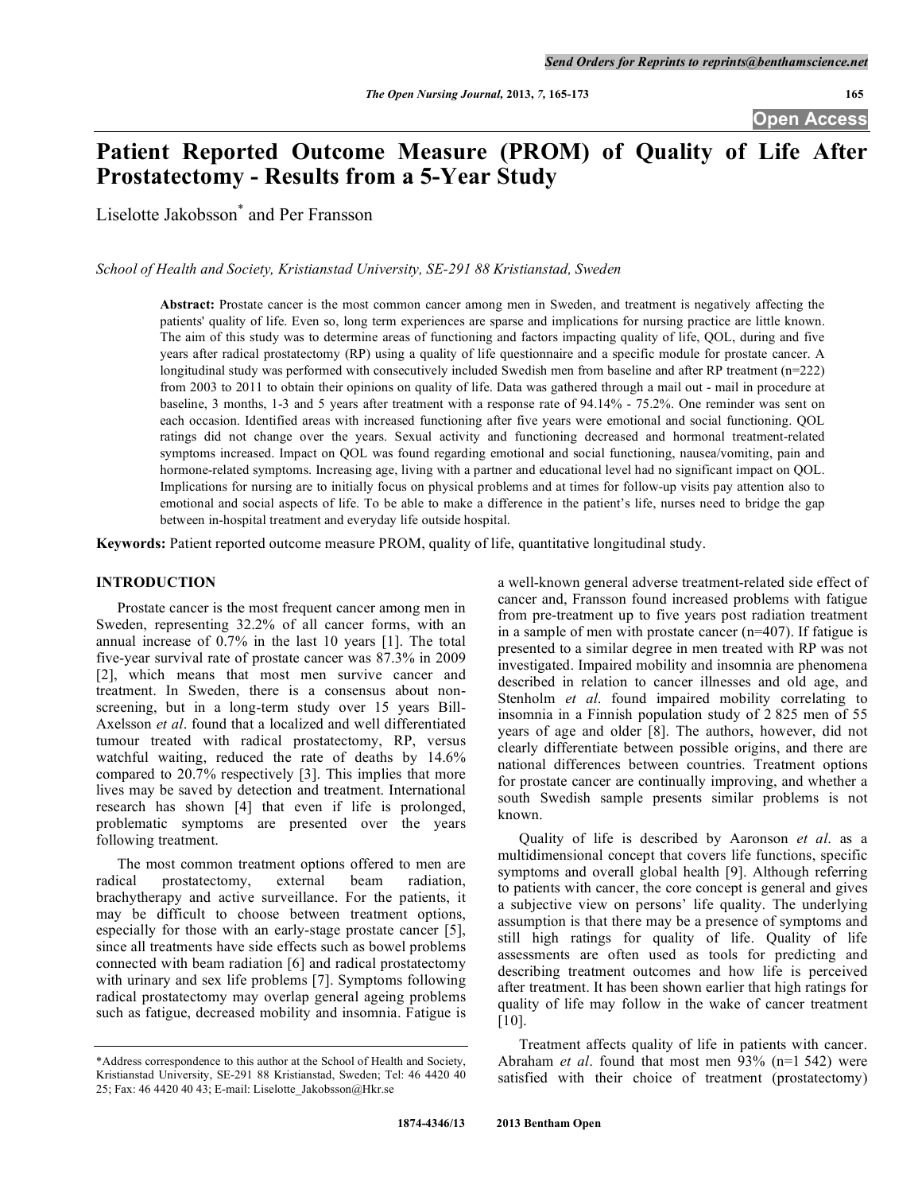# Patient Reported Outcome Measure (PROM) of Quality of Life After Prostatectomy - Results from a 5-Year Study

Liselotte Jakobsson* and Per Fransson

*School of Health and Society, Kristianstad University, SE-291 88 Kristianstad, Sweden*

**Abstract:** Prostate cancer is the most common cancer among men in Sweden, and treatment is negatively affecting the patients' quality of life. Even so, long term experiences are sparse and implications for nursing practice are little known. The aim of this study was to determine areas of functioning and factors impacting quality of life, QOL, during and five years after radical prostatectomy (RP) using a quality of life questionnaire and a specific module for prostate cancer. A longitudinal study was performed with consecutively included Swedish men from baseline and after RP treatment (n=222) from 2003 to 2011 to obtain their opinions on quality of life. Data was gathered through a mail out - mail in procedure at baseline, 3 months, 1-3 and 5 years after treatment with a response rate of 94.14% - 75.2%. One reminder was sent on each occasion. Identified areas with increased functioning after five years were emotional and social functioning. QOL ratings did not change over the years. Sexual activity and functioning decreased and hormonal treatment-related symptoms increased. Impact on QOL was found regarding emotional and social functioning, nausea/vomiting, pain and hormone-related symptoms. Increasing age, living with a partner and educational level had no significant impact on QOL. Implications for nursing are to initially focus on physical problems and at times for follow-up visits pay attention also to emotional and social aspects of life. To be able to make a difference in the patient's life, nurses need to bridge the gap between in-hospital treatment and everyday life outside hospital.

**Keywords:** Patient reported outcome measure PROM, quality of life, quantitative longitudinal study.

## INTRODUCTION

Prostate cancer is the most frequent cancer among men in Sweden, representing 32.2% of all cancer forms, with an annual increase of 0.7% in the last 10 years [1]. The total five-year survival rate of prostate cancer was 87.3% in 2009 [2], which means that most men survive cancer and treatment. In Sweden, there is a consensus about non-screening, but in a long-term study over 15 years Bill-Axelsson *et al*. found that a localized and well differentiated tumour treated with radical prostatectomy, RP, versus watchful waiting, reduced the rate of deaths by 14.6% compared to 20.7% respectively [3]. This implies that more lives may be saved by detection and treatment. International research has shown [4] that even if life is prolonged, problematic symptoms are presented over the years following treatment.

The most common treatment options offered to men are radical prostatectomy, external beam radiation, brachytherapy and active surveillance. For the patients, it may be difficult to choose between treatment options, especially for those with an early-stage prostate cancer [5], since all treatments have side effects such as bowel problems connected with beam radiation [6] and radical prostatectomy with urinary and sex life problems [7]. Symptoms following radical prostatectomy may overlap general ageing problems such as fatigue, decreased mobility and insomnia. Fatigue is a well-known general adverse treatment-related side effect of cancer and, Fransson found increased problems with fatigue from pre-treatment up to five years post radiation treatment in a sample of men with prostate cancer (n=407). If fatigue is presented to a similar degree in men treated with RP was not investigated. Impaired mobility and insomnia are phenomena described in relation to cancer illnesses and old age, and Stenholm *et al*. found impaired mobility correlating to insomnia in a Finnish population study of 2 825 men of 55 years of age and older [8]. The authors, however, did not clearly differentiate between possible origins, and there are national differences between countries. Treatment options for prostate cancer are continually improving, and whether a south Swedish sample presents similar problems is not known.

Quality of life is described by Aaronson *et al*. as a multidimensional concept that covers life functions, specific symptoms and overall global health [9]. Although referring to patients with cancer, the core concept is general and gives a subjective view on persons' life quality. The underlying assumption is that there may be a presence of symptoms and still high ratings for quality of life. Quality of life assessments are often used as tools for predicting and describing treatment outcomes and how life is perceived after treatment. It has been shown earlier that high ratings for quality of life may follow in the wake of cancer treatment [10].

Treatment affects quality of life in patients with cancer. Abraham *et al*. found that most men 93% (n=1 542) were satisfied with their choice of treatment (prostatectomy)

*Address correspondence to this author at the School of Health and Society, Kristianstad University, SE-291 88 Kristianstad, Sweden; Tel: 46 4420 40 25; Fax: 46 4420 40 43; E-mail: Liselotte_Jakobsson@Hkr.se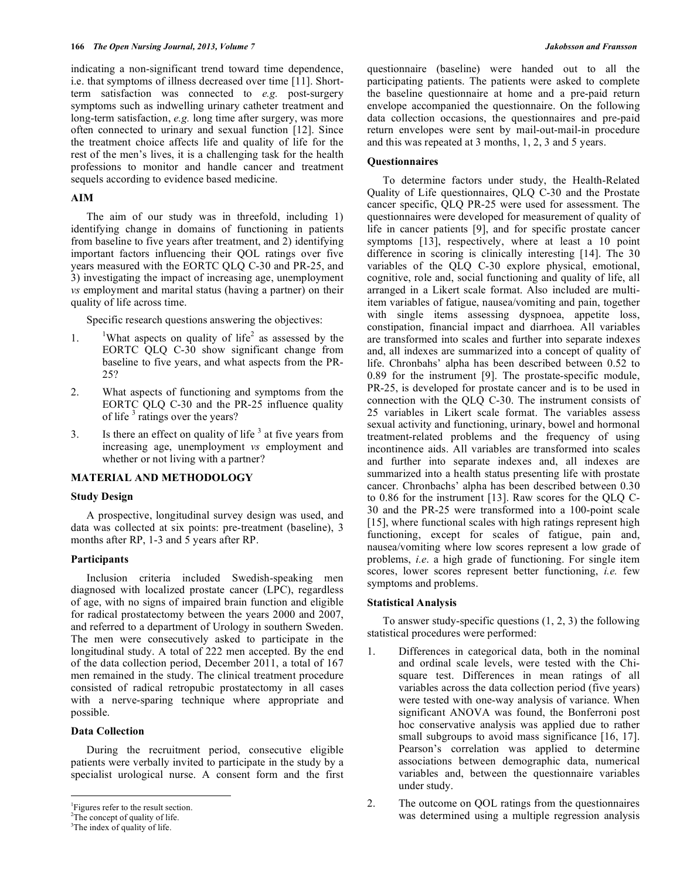indicating a non-significant trend toward time dependence, i.e. that symptoms of illness decreased over time [11]. Short-term satisfaction was connected to *e.g.* post-surgery symptoms such as indwelling urinary catheter treatment and long-term satisfaction, *e.g.* long time after surgery, was more often connected to urinary and sexual function [12]. Since the treatment choice affects life and quality of life for the rest of the men's lives, it is a challenging task for the health professions to monitor and handle cancer and treatment sequels according to evidence based medicine.

## AIM

The aim of our study was in threefold, including 1) identifying change in domains of functioning in patients from baseline to five years after treatment, and 2) identifying important factors influencing their QOL ratings over five years measured with the EORTC QLQ C-30 and PR-25, and 3) investigating the impact of increasing age, unemployment *vs* employment and marital status (having a partner) on their quality of life across time.

Specific research questions answering the objectives:

1. [1]What aspects on quality of life[2] as assessed by the EORTC QLQ C-30 show significant change from baseline to five years, and what aspects from the PR-25?
2. What aspects of functioning and symptoms from the EORTC QLQ C-30 and the PR-25 influence quality of life [3] ratings over the years?
3. Is there an effect on quality of life [3] at five years from increasing age, unemployment *vs* employment and whether or not living with a partner?

## MATERIAL AND METHODOLOGY

### Study Design

A prospective, longitudinal survey design was used, and data was collected at six points: pre-treatment (baseline), 3 months after RP, 1-3 and 5 years after RP.

### Participants

Inclusion criteria included Swedish-speaking men diagnosed with localized prostate cancer (LPC), regardless of age, with no signs of impaired brain function and eligible for radical prostatectomy between the years 2000 and 2007, and referred to a department of Urology in southern Sweden. The men were consecutively asked to participate in the longitudinal study. A total of 222 men accepted. By the end of the data collection period, December 2011, a total of 167 men remained in the study. The clinical treatment procedure consisted of radical retropubic prostatectomy in all cases with a nerve-sparing technique where appropriate and possible.

### Data Collection

During the recruitment period, consecutive eligible patients were verbally invited to participate in the study by a specialist urological nurse. A consent form and the first questionnaire (baseline) were handed out to all the participating patients. The patients were asked to complete the baseline questionnaire at home and a pre-paid return envelope accompanied the questionnaire. On the following data collection occasions, the questionnaires and pre-paid return envelopes were sent by mail-out-mail-in procedure and this was repeated at 3 months, 1, 2, 3 and 5 years.

### Questionnaires

To determine factors under study, the Health-Related Quality of Life questionnaires, QLQ C-30 and the Prostate cancer specific, QLQ PR-25 were used for assessment. The questionnaires were developed for measurement of quality of life in cancer patients [9], and for specific prostate cancer symptoms [13], respectively, where at least a 10 point difference in scoring is clinically interesting [14]. The 30 variables of the QLQ C-30 explore physical, emotional, cognitive, role and, social functioning and quality of life, all arranged in a Likert scale format. Also included are multi-item variables of fatigue, nausea/vomiting and pain, together with single items assessing dyspnoea, appetite loss, constipation, financial impact and diarrhoea. All variables are transformed into scales and further into separate indexes and, all indexes are summarized into a concept of quality of life. Chronbahs' alpha has been described between 0.52 to 0.89 for the instrument [9]. The prostate-specific module, PR-25, is developed for prostate cancer and is to be used in connection with the QLQ C-30. The instrument consists of 25 variables in Likert scale format. The variables assess sexual activity and functioning, urinary, bowel and hormonal treatment-related problems and the frequency of using incontinence aids. All variables are transformed into scales and further into separate indexes and, all indexes are summarized into a health status presenting life with prostate cancer. Chronbachs' alpha has been described between 0.30 to 0.86 for the instrument [13]. Raw scores for the QLQ C-30 and the PR-25 were transformed into a 100-point scale [15], where functional scales with high ratings represent high functioning, except for scales of fatigue, pain and, nausea/vomiting where low scores represent a low grade of problems, *i.e*. a high grade of functioning. For single item scores, lower scores represent better functioning, *i.e.* few symptoms and problems.

### Statistical Analysis

To answer study-specific questions (1, 2, 3) the following statistical procedures were performed:

1. Differences in categorical data, both in the nominal and ordinal scale levels, were tested with the Chi-square test. Differences in mean ratings of all variables across the data collection period (five years) were tested with one-way analysis of variance. When significant ANOVA was found, the Bonferroni post hoc conservative analysis was applied due to rather small subgroups to avoid mass significance [16, 17]. Pearson's correlation was applied to determine associations between demographic data, numerical variables and, between the questionnaire variables under study.
2. The outcome on QOL ratings from the questionnaires was determined using a multiple regression analysis

---

[1]Figures refer to the result section.
[2]The concept of quality of life.
[3]The index of quality of life.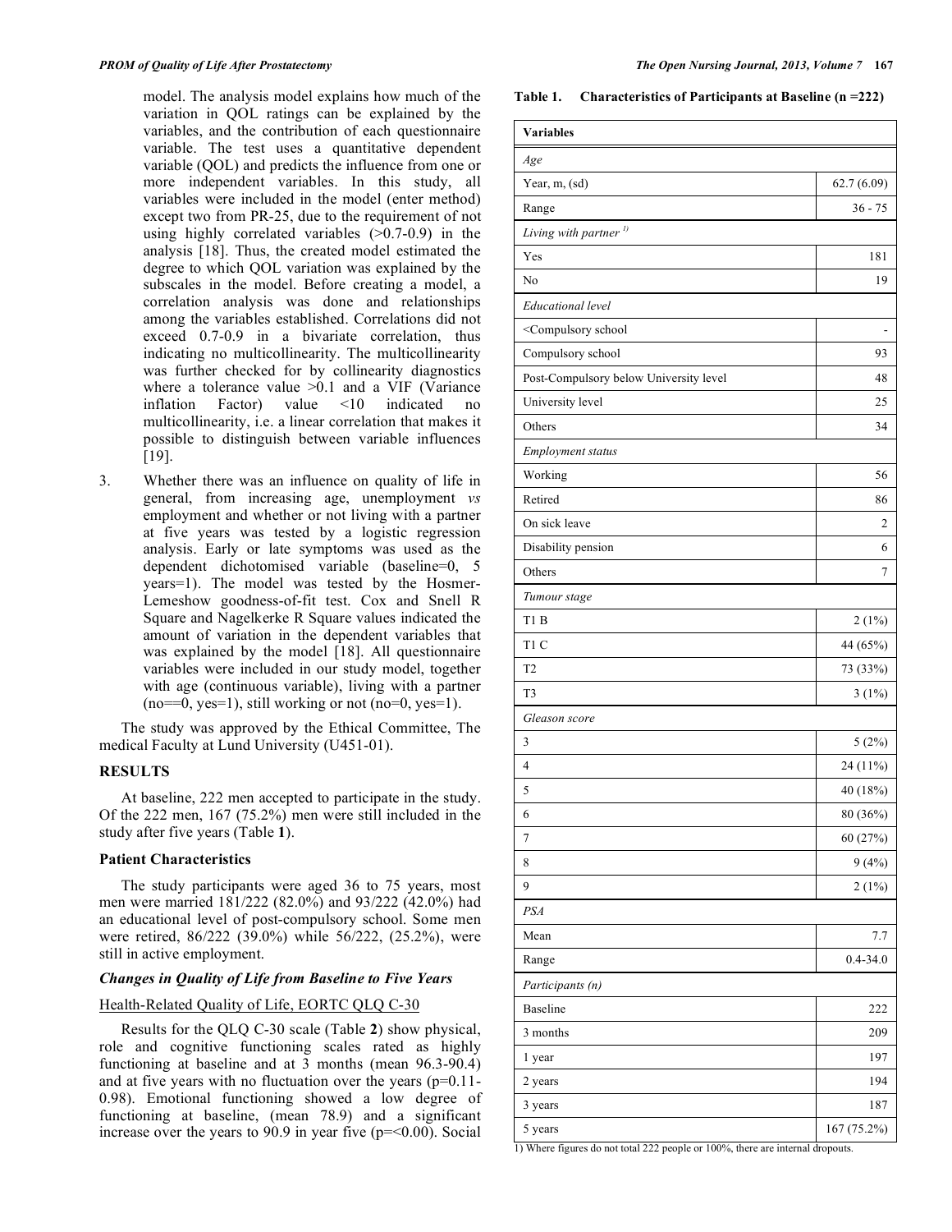model. The analysis model explains how much of the variation in QOL ratings can be explained by the variables, and the contribution of each questionnaire variable. The test uses a quantitative dependent variable (QOL) and predicts the influence from one or more independent variables. In this study, all variables were included in the model (enter method) except two from PR-25, due to the requirement of not using highly correlated variables (>0.7-0.9) in the analysis [18]. Thus, the created model estimated the degree to which QOL variation was explained by the subscales in the model. Before creating a model, a correlation analysis was done and relationships among the variables established. Correlations did not exceed 0.7-0.9 in a bivariate correlation, thus indicating no multicollinearity. The multicollinearity was further checked for by collinearity diagnostics where a tolerance value >0.1 and a VIF (Variance inflation Factor) value <10 indicated no multicollinearity, i.e. a linear correlation that makes it possible to distinguish between variable influences [19].

3. Whether there was an influence on quality of life in general, from increasing age, unemployment *vs* employment and whether or not living with a partner at five years was tested by a logistic regression analysis. Early or late symptoms was used as the dependent dichotomised variable (baseline=0, 5 years=1). The model was tested by the Hosmer-Lemeshow goodness-of-fit test. Cox and Snell R Square and Nagelkerke R Square values indicated the amount of variation in the dependent variables that was explained by the model [18]. All questionnaire variables were included in our study model, together with age (continuous variable), living with a partner (no==0, yes=1), still working or not (no=0, yes=1).

The study was approved by the Ethical Committee, The medical Faculty at Lund University (U451-01).

## RESULTS

At baseline, 222 men accepted to participate in the study. Of the 222 men, 167 (75.2%) men were still included in the study after five years (Table **1**).

### Patient Characteristics

The study participants were aged 36 to 75 years, most men were married 181/222 (82.0%) and 93/222 (42.0%) had an educational level of post-compulsory school. Some men were retired, 86/222 (39.0%) while 56/222, (25.2%), were still in active employment.

### *Changes in Quality of Life from Baseline to Five Years*

Health-Related Quality of Life, EORTC QLQ C-30

Results for the QLQ C-30 scale (Table **2**) show physical, role and cognitive functioning scales rated as highly functioning at baseline and at 3 months (mean 96.3-90.4) and at five years with no fluctuation over the years (p=0.11-0.98). Emotional functioning showed a low degree of functioning at baseline, (mean 78.9) and a significant increase over the years to 90.9 in year five (p=<0.00). Social

**Table 1. Characteristics of Participants at Baseline (n =222)**

| Variables | |
|---|---|
| *Age* | |
| Year, m, (sd) | 62.7 (6.09) |
| Range | 36 - 75 |
| *Living with partner* [1)] | |
| Yes | 181 |
| No | 19 |
| *Educational level* | |
| <Compulsory school | - |
| Compulsory school | 93 |
| Post-Compulsory below University level | 48 |
| University level | 25 |
| Others | 34 |
| *Employment status* | |
| Working | 56 |
| Retired | 86 |
| On sick leave | 2 |
| Disability pension | 6 |
| Others | 7 |
| *Tumour stage* | |
| T1 B | 2 (1%) |
| T1 C | 44 (65%) |
| T2 | 73 (33%) |
| T3 | 3 (1%) |
| *Gleason score* | |
| 3 | 5 (2%) |
| 4 | 24 (11%) |
| 5 | 40 (18%) |
| 6 | 80 (36%) |
| 7 | 60 (27%) |
| 8 | 9 (4%) |
| 9 | 2 (1%) |
| *PSA* | |
| Mean | 7.7 |
| Range | 0.4-34.0 |
| *Participants (n)* | |
| Baseline | 222 |
| 3 months | 209 |
| 1 year | 197 |
| 2 years | 194 |
| 3 years | 187 |
| 5 years | 167 (75.2%) |

1) Where figures do not total 222 people or 100%, there are internal dropouts.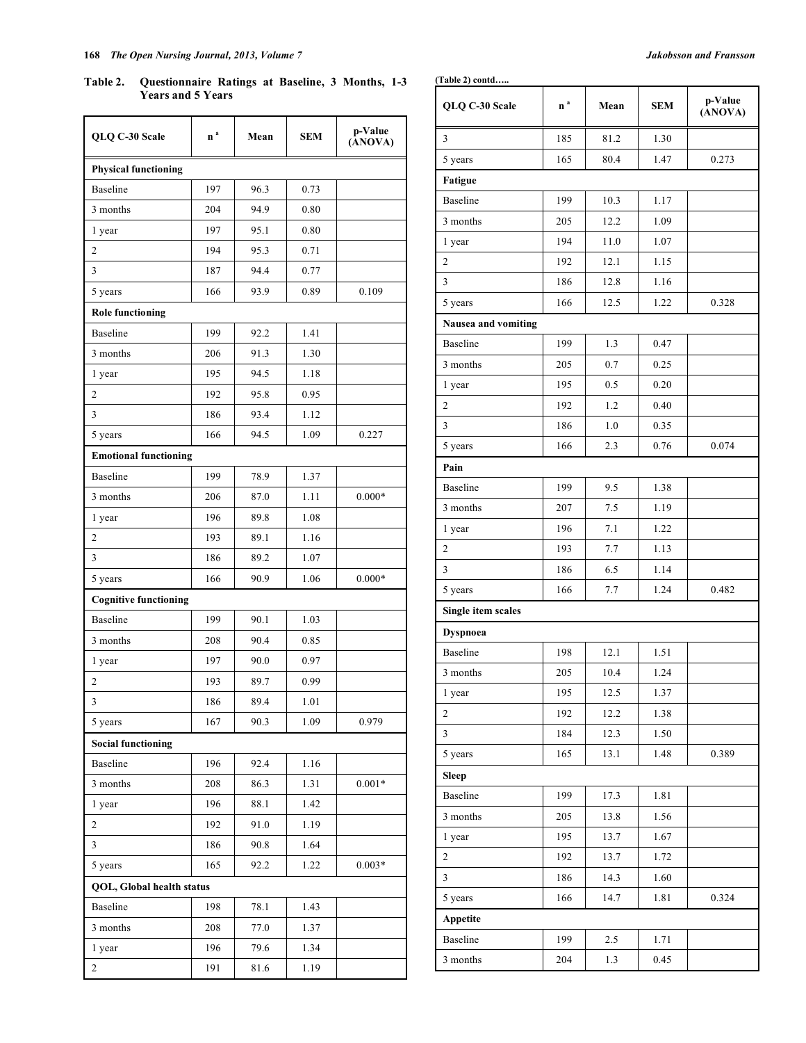**Table 2. Questionnaire Ratings at Baseline, 3 Months, 1-3 Years and 5 Years**

| QLQ C-30 Scale | n [a] | Mean | SEM | p-Value (ANOVA) |
|---|---|---|---|---|
| **Physical functioning** | | | | |
| Baseline | 197 | 96.3 | 0.73 | |
| 3 months | 204 | 94.9 | 0.80 | |
| 1 year | 197 | 95.1 | 0.80 | |
| 2 | 194 | 95.3 | 0.71 | |
| 3 | 187 | 94.4 | 0.77 | |
| 5 years | 166 | 93.9 | 0.89 | 0.109 |
| **Role functioning** | | | | |
| Baseline | 199 | 92.2 | 1.41 | |
| 3 months | 206 | 91.3 | 1.30 | |
| 1 year | 195 | 94.5 | 1.18 | |
| 2 | 192 | 95.8 | 0.95 | |
| 3 | 186 | 93.4 | 1.12 | |
| 5 years | 166 | 94.5 | 1.09 | 0.227 |
| **Emotional functioning** | | | | |
| Baseline | 199 | 78.9 | 1.37 | |
| 3 months | 206 | 87.0 | 1.11 | 0.000* |
| 1 year | 196 | 89.8 | 1.08 | |
| 2 | 193 | 89.1 | 1.16 | |
| 3 | 186 | 89.2 | 1.07 | |
| 5 years | 166 | 90.9 | 1.06 | 0.000* |
| **Cognitive functioning** | | | | |
| Baseline | 199 | 90.1 | 1.03 | |
| 3 months | 208 | 90.4 | 0.85 | |
| 1 year | 197 | 90.0 | 0.97 | |
| 2 | 193 | 89.7 | 0.99 | |
| 3 | 186 | 89.4 | 1.01 | |
| 5 years | 167 | 90.3 | 1.09 | 0.979 |
| **Social functioning** | | | | |
| Baseline | 196 | 92.4 | 1.16 | |
| 3 months | 208 | 86.3 | 1.31 | 0.001* |
| 1 year | 196 | 88.1 | 1.42 | |
| 2 | 192 | 91.0 | 1.19 | |
| 3 | 186 | 90.8 | 1.64 | |
| 5 years | 165 | 92.2 | 1.22 | 0.003* |
| **QOL, Global health status** | | | | |
| Baseline | 198 | 78.1 | 1.43 | |
| 3 months | 208 | 77.0 | 1.37 | |
| 1 year | 196 | 79.6 | 1.34 | |
| 2 | 191 | 81.6 | 1.19 | |
| 3 | 185 | 81.2 | 1.30 | |
| 5 years | 165 | 80.4 | 1.47 | 0.273 |
| **Fatigue** | | | | |
| Baseline | 199 | 10.3 | 1.17 | |
| 3 months | 205 | 12.2 | 1.09 | |
| 1 year | 194 | 11.0 | 1.07 | |
| 2 | 192 | 12.1 | 1.15 | |
| 3 | 186 | 12.8 | 1.16 | |
| 5 years | 166 | 12.5 | 1.22 | 0.328 |
| **Nausea and vomiting** | | | | |
| Baseline | 199 | 1.3 | 0.47 | |
| 3 months | 205 | 0.7 | 0.25 | |
| 1 year | 195 | 0.5 | 0.20 | |
| 2 | 192 | 1.2 | 0.40 | |
| 3 | 186 | 1.0 | 0.35 | |
| 5 years | 166 | 2.3 | 0.76 | 0.074 |
| **Pain** | | | | |
| Baseline | 199 | 9.5 | 1.38 | |
| 3 months | 207 | 7.5 | 1.19 | |
| 1 year | 196 | 7.1 | 1.22 | |
| 2 | 193 | 7.7 | 1.13 | |
| 3 | 186 | 6.5 | 1.14 | |
| 5 years | 166 | 7.7 | 1.24 | 0.482 |
| **Single item scales** | | | | |
| **Dyspnoea** | | | | |
| Baseline | 198 | 12.1 | 1.51 | |
| 3 months | 205 | 10.4 | 1.24 | |
| 1 year | 195 | 12.5 | 1.37 | |
| 2 | 192 | 12.2 | 1.38 | |
| 3 | 184 | 12.3 | 1.50 | |
| 5 years | 165 | 13.1 | 1.48 | 0.389 |
| **Sleep** | | | | |
| Baseline | 199 | 17.3 | 1.81 | |
| 3 months | 205 | 13.8 | 1.56 | |
| 1 year | 195 | 13.7 | 1.67 | |
| 2 | 192 | 13.7 | 1.72 | |
| 3 | 186 | 14.3 | 1.60 | |
| 5 years | 166 | 14.7 | 1.81 | 0.324 |
| **Appetite** | | | | |
| Baseline | 199 | 2.5 | 1.71 | |
| 3 months | 204 | 1.3 | 0.45 | |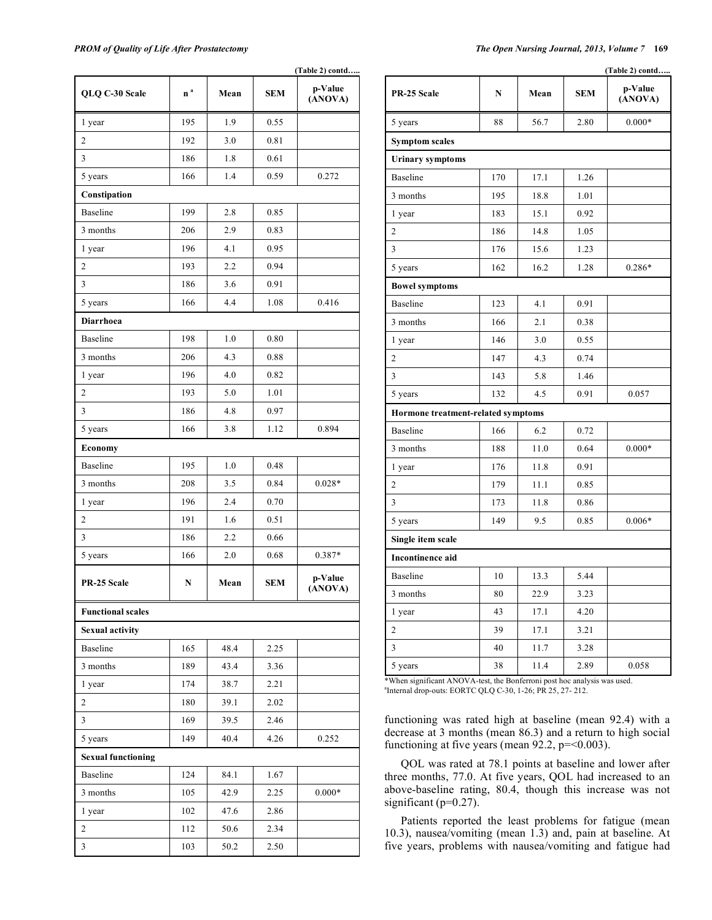(Table 2) contd…..

| QLQ C-30 Scale | n [a] | Mean | SEM | p-Value (ANOVA) |
|---|---|---|---|---|
| 1 year | 195 | 1.9 | 0.55 | |
| 2 | 192 | 3.0 | 0.81 | |
| 3 | 186 | 1.8 | 0.61 | |
| 5 years | 166 | 1.4 | 0.59 | 0.272 |
| **Constipation** | | | | |
| Baseline | 199 | 2.8 | 0.85 | |
| 3 months | 206 | 2.9 | 0.83 | |
| 1 year | 196 | 4.1 | 0.95 | |
| 2 | 193 | 2.2 | 0.94 | |
| 3 | 186 | 3.6 | 0.91 | |
| 5 years | 166 | 4.4 | 1.08 | 0.416 |
| **Diarrhoea** | | | | |
| Baseline | 198 | 1.0 | 0.80 | |
| 3 months | 206 | 4.3 | 0.88 | |
| 1 year | 196 | 4.0 | 0.82 | |
| 2 | 193 | 5.0 | 1.01 | |
| 3 | 186 | 4.8 | 0.97 | |
| 5 years | 166 | 3.8 | 1.12 | 0.894 |
| **Economy** | | | | |
| Baseline | 195 | 1.0 | 0.48 | |
| 3 months | 208 | 3.5 | 0.84 | 0.028* |
| 1 year | 196 | 2.4 | 0.70 | |
| 2 | 191 | 1.6 | 0.51 | |
| 3 | 186 | 2.2 | 0.66 | |
| 5 years | 166 | 2.0 | 0.68 | 0.387* |

| PR-25 Scale | N | Mean | SEM | p-Value (ANOVA) |
|---|---|---|---|---|
| **Functional scales** | | | | |
| **Sexual activity** | | | | |
| Baseline | 165 | 48.4 | 2.25 | |
| 3 months | 189 | 43.4 | 3.36 | |
| 1 year | 174 | 38.7 | 2.21 | |
| 2 | 180 | 39.1 | 2.02 | |
| 3 | 169 | 39.5 | 2.46 | |
| 5 years | 149 | 40.4 | 4.26 | 0.252 |
| **Sexual functioning** | | | | |
| Baseline | 124 | 84.1 | 1.67 | |
| 3 months | 105 | 42.9 | 2.25 | 0.000* |
| 1 year | 102 | 47.6 | 2.86 | |
| 2 | 112 | 50.6 | 2.34 | |
| 3 | 103 | 50.2 | 2.50 | |
| 5 years | 88 | 56.7 | 2.80 | 0.000* |
| **Symptom scales** | | | | |
| **Urinary symptoms** | | | | |
| Baseline | 170 | 17.1 | 1.26 | |
| 3 months | 195 | 18.8 | 1.01 | |
| 1 year | 183 | 15.1 | 0.92 | |
| 2 | 186 | 14.8 | 1.05 | |
| 3 | 176 | 15.6 | 1.23 | |
| 5 years | 162 | 16.2 | 1.28 | 0.286* |
| **Bowel symptoms** | | | | |
| Baseline | 123 | 4.1 | 0.91 | |
| 3 months | 166 | 2.1 | 0.38 | |
| 1 year | 146 | 3.0 | 0.55 | |
| 2 | 147 | 4.3 | 0.74 | |
| 3 | 143 | 5.8 | 1.46 | |
| 5 years | 132 | 4.5 | 0.91 | 0.057 |
| **Hormone treatment-related symptoms** | | | | |
| Baseline | 166 | 6.2 | 0.72 | |
| 3 months | 188 | 11.0 | 0.64 | 0.000* |
| 1 year | 176 | 11.8 | 0.91 | |
| 2 | 179 | 11.1 | 0.85 | |
| 3 | 173 | 11.8 | 0.86 | |
| 5 years | 149 | 9.5 | 0.85 | 0.006* |
| **Single item scale** | | | | |
| **Incontinence aid** | | | | |
| Baseline | 10 | 13.3 | 5.44 | |
| 3 months | 80 | 22.9 | 3.23 | |
| 1 year | 43 | 17.1 | 4.20 | |
| 2 | 39 | 17.1 | 3.21 | |
| 3 | 40 | 11.7 | 3.28 | |
| 5 years | 38 | 11.4 | 2.89 | 0.058 |

*When significant ANOVA-test, the Bonferroni post hoc analysis was used.
[a]Internal drop-outs: EORTC QLQ C-30, 1-26; PR 25, 27- 212.

functioning was rated high at baseline (mean 92.4) with a decrease at 3 months (mean 86.3) and a return to high social functioning at five years (mean 92.2, p=<0.003).

QOL was rated at 78.1 points at baseline and lower after three months, 77.0. At five years, QOL had increased to an above-baseline rating, 80.4, though this increase was not significant (p=0.27).

Patients reported the least problems for fatigue (mean 10.3), nausea/vomiting (mean 1.3) and, pain at baseline. At five years, problems with nausea/vomiting and fatigue had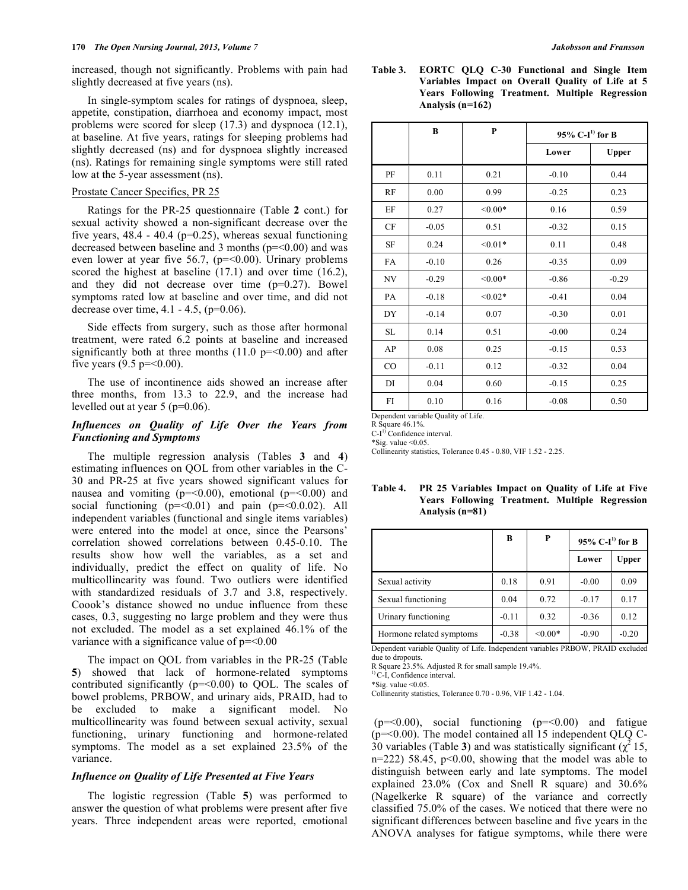increased, though not significantly. Problems with pain had slightly decreased at five years (ns).

In single-symptom scales for ratings of dyspnoea, sleep, appetite, constipation, diarrhoea and economy impact, most problems were scored for sleep (17.3) and dyspnoea (12.1), at baseline. At five years, ratings for sleeping problems had slightly decreased (ns) and for dyspnoea slightly increased (ns). Ratings for remaining single symptoms were still rated low at the 5-year assessment (ns).

Prostate Cancer Specifics, PR 25

Ratings for the PR-25 questionnaire (Table **2** cont.) for sexual activity showed a non-significant decrease over the five years, 48.4 - 40.4 (p=0.25), whereas sexual functioning decreased between baseline and 3 months (p=<0.00) and was even lower at year five 56.7, (p=<0.00). Urinary problems scored the highest at baseline (17.1) and over time (16.2), and they did not decrease over time (p=0.27). Bowel symptoms rated low at baseline and over time, and did not decrease over time, 4.1 - 4.5, (p=0.06).

Side effects from surgery, such as those after hormonal treatment, were rated 6.2 points at baseline and increased significantly both at three months (11.0 p=<0.00) and after five years (9.5 p=<0.00).

The use of incontinence aids showed an increase after three months, from 13.3 to 22.9, and the increase had levelled out at year 5 (p=0.06).

### *Influences on Quality of Life Over the Years from Functioning and Symptoms*

The multiple regression analysis (Tables **3** and **4**) estimating influences on QOL from other variables in the C-30 and PR-25 at five years showed significant values for nausea and vomiting (p=<0.00), emotional (p=<0.00) and social functioning (p=<0.01) and pain (p=<0.0.02). All independent variables (functional and single items variables) were entered into the model at once, since the Pearsons' correlation showed correlations between 0.45-0.10. The results show how well the variables, as a set and individually, predict the effect on quality of life. No multicollinearity was found. Two outliers were identified with standardized residuals of 3.7 and 3.8, respectively. Coook's distance showed no undue influence from these cases, 0.3, suggesting no large problem and they were thus not excluded. The model as a set explained 46.1% of the variance with a significance value of p=<0.00

The impact on QOL from variables in the PR-25 (Table **5**) showed that lack of hormone-related symptoms contributed significantly (p=<0.00) to QOL. The scales of bowel problems, PRBOW, and urinary aids, PRAID, had to be excluded to make a significant model. No multicollinearity was found between sexual activity, sexual functioning, urinary functioning and hormone-related symptoms. The model as a set explained 23.5% of the variance.

### *Influence on Quality of Life Presented at Five Years*

The logistic regression (Table **5**) was performed to answer the question of what problems were present after five years. Three independent areas were reported, emotional (p=<0.00), social functioning (p=<0.00) and fatigue (p=<0.00). The model contained all 15 independent QLQ C-30 variables (Table **3**) and was statistically significant ($\chi^2$ 15, n=222) 58.45, p<0.00, showing that the model was able to distinguish between early and late symptoms. The model explained 23.0% (Cox and Snell R square) and 30.6% (Nagelkerke R square) of the variance and correctly classified 75.0% of the cases. We noticed that there were no significant differences between baseline and five years in the ANOVA analyses for fatigue symptoms, while there were

**Table 3. EORTC QLQ C-30 Functional and Single Item Variables Impact on Overall Quality of Life at 5 Years Following Treatment. Multiple Regression Analysis (n=162)**

| | B | P | 95% C-I[1)] for B | |
|---|---|---|---|---|
| | | | Lower | Upper |
| PF | 0.11 | 0.21 | -0.10 | 0.44 |
| RF | 0.00 | 0.99 | -0.25 | 0.23 |
| EF | 0.27 | <0.00* | 0.16 | 0.59 |
| CF | -0.05 | 0.51 | -0.32 | 0.15 |
| SF | 0.24 | <0.01* | 0.11 | 0.48 |
| FA | -0.10 | 0.26 | -0.35 | 0.09 |
| NV | -0.29 | <0.00* | -0.86 | -0.29 |
| PA | -0.18 | <0.02* | -0.41 | 0.04 |
| DY | -0.14 | 0.07 | -0.30 | 0.01 |
| SL | 0.14 | 0.51 | -0.00 | 0.24 |
| AP | 0.08 | 0.25 | -0.15 | 0.53 |
| CO | -0.11 | 0.12 | -0.32 | 0.04 |
| DI | 0.04 | 0.60 | -0.15 | 0.25 |
| FI | 0.10 | 0.16 | -0.08 | 0.50 |

Dependent variable Quality of Life.
R Square 46.1%.
C-I[1)] Confidence interval.
*Sig. value <0.05.
Collinearity statistics, Tolerance 0.45 - 0.80, VIF 1.52 - 2.25.

**Table 4. PR 25 Variables Impact on Quality of Life at Five Years Following Treatment. Multiple Regression Analysis (n=81)**

| | B | P | 95% C-I[1)] for B | |
|---|---|---|---|---|
| | | | Lower | Upper |
| Sexual activity | 0.18 | 0.91 | -0.00 | 0.09 |
| Sexual functioning | 0.04 | 0.72 | -0.17 | 0.17 |
| Urinary functioning | -0.11 | 0.32 | -0.36 | 0.12 |
| Hormone related symptoms | -0.38 | <0.00* | -0.90 | -0.20 |

Dependent variable Quality of Life. Independent variables PRBOW, PRAID excluded due to dropouts.
R Square 23.5%. Adjusted R for small sample 19.4%.
[1)] C-I, Confidence interval.
*Sig. value <0.05.
Collinearity statistics, Tolerance 0.70 - 0.96, VIF 1.42 - 1.04.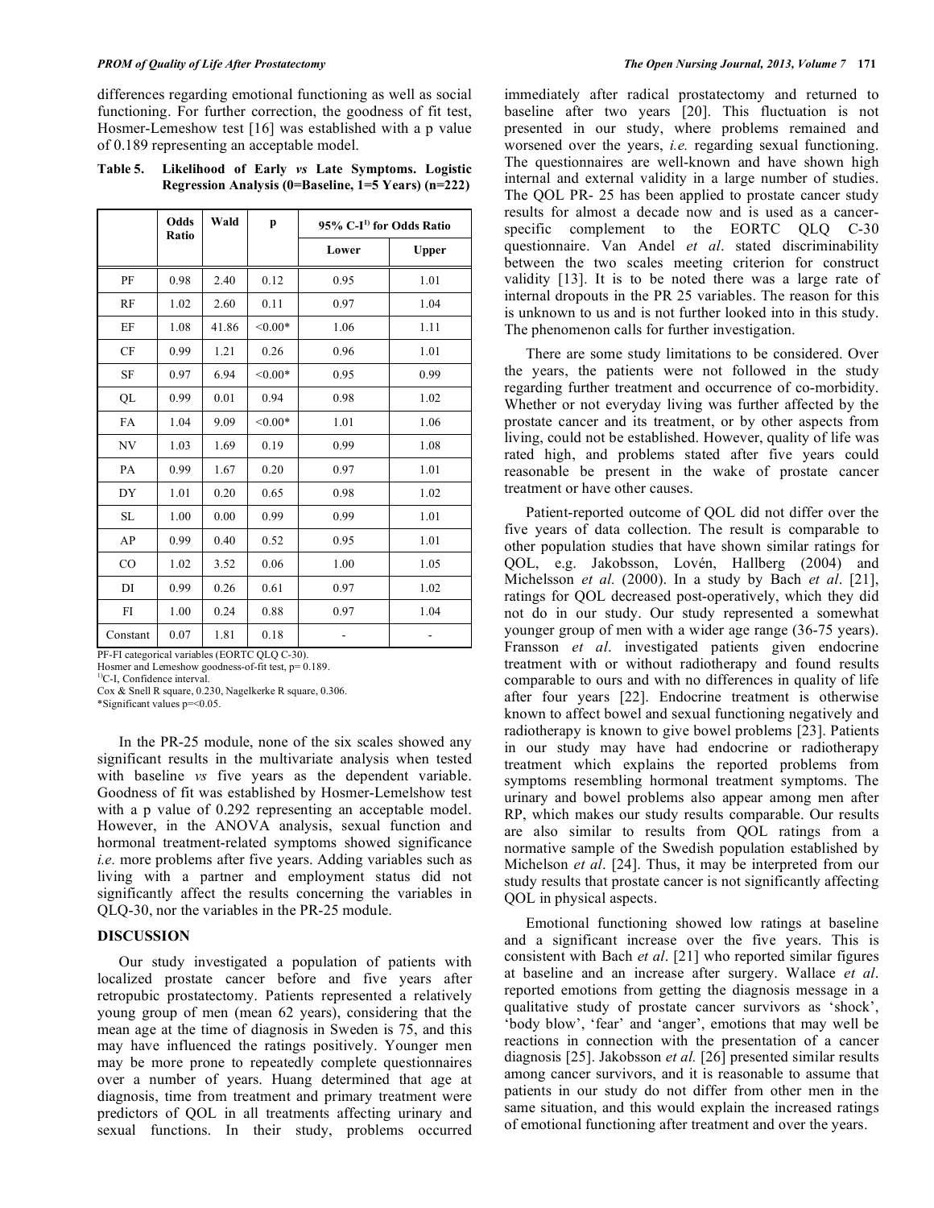differences regarding emotional functioning as well as social functioning. For further correction, the goodness of fit test, Hosmer-Lemeshow test [16] was established with a p value of 0.189 representing an acceptable model.

**Table 5. Likelihood of Early *vs* Late Symptoms. Logistic Regression Analysis (0=Baseline, 1=5 Years) (n=222)**

| | Odds Ratio | Wald | p | 95% C-I[1)] for Odds Ratio | |
|---|---|---|---|---|---|
| | | | | Lower | Upper |
| PF | 0.98 | 2.40 | 0.12 | 0.95 | 1.01 |
| RF | 1.02 | 2.60 | 0.11 | 0.97 | 1.04 |
| EF | 1.08 | 41.86 | <0.00* | 1.06 | 1.11 |
| CF | 0.99 | 1.21 | 0.26 | 0.96 | 1.01 |
| SF | 0.97 | 6.94 | <0.00* | 0.95 | 0.99 |
| QL | 0.99 | 0.01 | 0.94 | 0.98 | 1.02 |
| FA | 1.04 | 9.09 | <0.00* | 1.01 | 1.06 |
| NV | 1.03 | 1.69 | 0.19 | 0.99 | 1.08 |
| PA | 0.99 | 1.67 | 0.20 | 0.97 | 1.01 |
| DY | 1.01 | 0.20 | 0.65 | 0.98 | 1.02 |
| SL | 1.00 | 0.00 | 0.99 | 0.99 | 1.01 |
| AP | 0.99 | 0.40 | 0.52 | 0.95 | 1.01 |
| CO | 1.02 | 3.52 | 0.06 | 1.00 | 1.05 |
| DI | 0.99 | 0.26 | 0.61 | 0.97 | 1.02 |
| FI | 1.00 | 0.24 | 0.88 | 0.97 | 1.04 |
| Constant | 0.07 | 1.81 | 0.18 | - | - |

PF-FI categorical variables (EORTC QLQ C-30).
Hosmer and Lemeshow goodness-of-fit test, p= 0.189.
[1)]C-I, Confidence interval.
Cox & Snell R square, 0.230, Nagelkerke R square, 0.306.
*Significant values p=<0.05.

In the PR-25 module, none of the six scales showed any significant results in the multivariate analysis when tested with baseline *vs* five years as the dependent variable. Goodness of fit was established by Hosmer-Lemelshow test with a p value of 0.292 representing an acceptable model. However, in the ANOVA analysis, sexual function and hormonal treatment-related symptoms showed significance *i.e.* more problems after five years. Adding variables such as living with a partner and employment status did not significantly affect the results concerning the variables in QLQ-30, nor the variables in the PR-25 module.

## DISCUSSION

Our study investigated a population of patients with localized prostate cancer before and five years after retropubic prostatectomy. Patients represented a relatively young group of men (mean 62 years), considering that the mean age at the time of diagnosis in Sweden is 75, and this may have influenced the ratings positively. Younger men may be more prone to repeatedly complete questionnaires over a number of years. Huang determined that age at diagnosis, time from treatment and primary treatment were predictors of QOL in all treatments affecting urinary and sexual functions. In their study, problems occurred immediately after radical prostatectomy and returned to baseline after two years [20]. This fluctuation is not presented in our study, where problems remained and worsened over the years, *i.e.* regarding sexual functioning. The questionnaires are well-known and have shown high internal and external validity in a large number of studies. The QOL PR- 25 has been applied to prostate cancer study results for almost a decade now and is used as a cancer-specific complement to the EORTC QLQ C-30 questionnaire. Van Andel *et al*. stated discriminability between the two scales meeting criterion for construct validity [13]. It is to be noted there was a large rate of internal dropouts in the PR 25 variables. The reason for this is unknown to us and is not further looked into in this study. The phenomenon calls for further investigation.

There are some study limitations to be considered. Over the years, the patients were not followed in the study regarding further treatment and occurrence of co-morbidity. Whether or not everyday living was further affected by the prostate cancer and its treatment, or by other aspects from living, could not be established. However, quality of life was rated high, and problems stated after five years could reasonable be present in the wake of prostate cancer treatment or have other causes.

Patient-reported outcome of QOL did not differ over the five years of data collection. The result is comparable to other population studies that have shown similar ratings for QOL, e.g. Jakobsson, Lovén, Hallberg (2004) and Michelsson *et al.* (2000). In a study by Bach *et al*. [21], ratings for QOL decreased post-operatively, which they did not do in our study. Our study represented a somewhat younger group of men with a wider age range (36-75 years). Fransson *et al*. investigated patients given endocrine treatment with or without radiotherapy and found results comparable to ours and with no differences in quality of life after four years [22]. Endocrine treatment is otherwise known to affect bowel and sexual functioning negatively and radiotherapy is known to give bowel problems [23]. Patients in our study may have had endocrine or radiotherapy treatment which explains the reported problems from symptoms resembling hormonal treatment symptoms. The urinary and bowel problems also appear among men after RP, which makes our study results comparable. Our results are also similar to results from QOL ratings from a normative sample of the Swedish population established by Michelson *et al*. [24]. Thus, it may be interpreted from our study results that prostate cancer is not significantly affecting QOL in physical aspects.

Emotional functioning showed low ratings at baseline and a significant increase over the five years. This is consistent with Bach *et al*. [21] who reported similar figures at baseline and an increase after surgery. Wallace *et al*. reported emotions from getting the diagnosis message in a qualitative study of prostate cancer survivors as 'shock', 'body blow', 'fear' and 'anger', emotions that may well be reactions in connection with the presentation of a cancer diagnosis [25]. Jakobsson *et al.* [26] presented similar results among cancer survivors, and it is reasonable to assume that patients in our study do not differ from other men in the same situation, and this would explain the increased ratings of emotional functioning after treatment and over the years.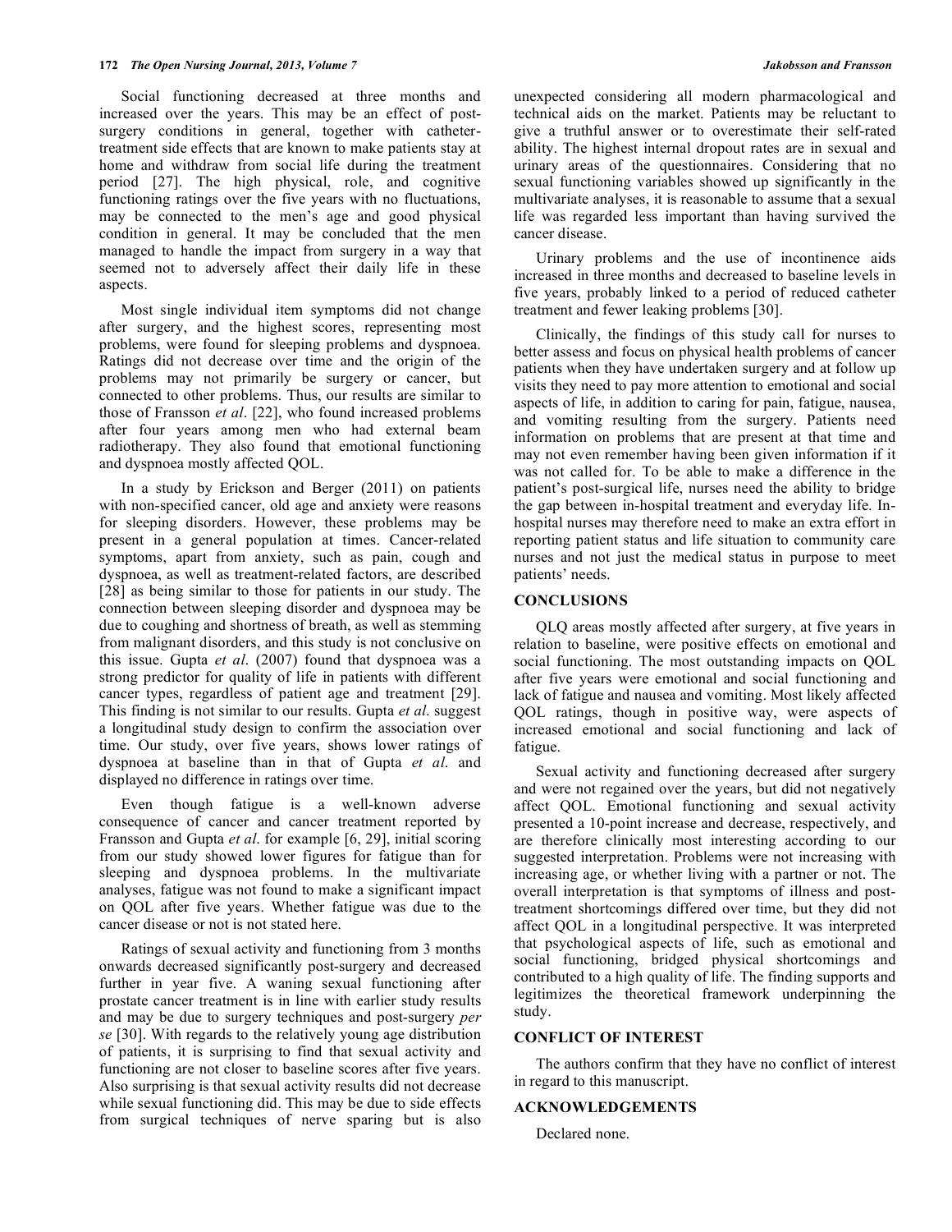Social functioning decreased at three months and increased over the years. This may be an effect of post-surgery conditions in general, together with catheter-treatment side effects that are known to make patients stay at home and withdraw from social life during the treatment period [27]. The high physical, role, and cognitive functioning ratings over the five years with no fluctuations, may be connected to the men's age and good physical condition in general. It may be concluded that the men managed to handle the impact from surgery in a way that seemed not to adversely affect their daily life in these aspects.

Most single individual item symptoms did not change after surgery, and the highest scores, representing most problems, were found for sleeping problems and dyspnoea. Ratings did not decrease over time and the origin of the problems may not primarily be surgery or cancer, but connected to other problems. Thus, our results are similar to those of Fransson *et al*. [22], who found increased problems after four years among men who had external beam radiotherapy. They also found that emotional functioning and dyspnoea mostly affected QOL.

In a study by Erickson and Berger (2011) on patients with non-specified cancer, old age and anxiety were reasons for sleeping disorders. However, these problems may be present in a general population at times. Cancer-related symptoms, apart from anxiety, such as pain, cough and dyspnoea, as well as treatment-related factors, are described [28] as being similar to those for patients in our study. The connection between sleeping disorder and dyspnoea may be due to coughing and shortness of breath, as well as stemming from malignant disorders, and this study is not conclusive on this issue. Gupta *et al*. (2007) found that dyspnoea was a strong predictor for quality of life in patients with different cancer types, regardless of patient age and treatment [29]. This finding is not similar to our results. Gupta *et al*. suggest a longitudinal study design to confirm the association over time. Our study, over five years, shows lower ratings of dyspnoea at baseline than in that of Gupta *et al*. and displayed no difference in ratings over time.

Even though fatigue is a well-known adverse consequence of cancer and cancer treatment reported by Fransson and Gupta *et al*. for example [6, 29], initial scoring from our study showed lower figures for fatigue than for sleeping and dyspnoea problems. In the multivariate analyses, fatigue was not found to make a significant impact on QOL after five years. Whether fatigue was due to the cancer disease or not is not stated here.

Ratings of sexual activity and functioning from 3 months onwards decreased significantly post-surgery and decreased further in year five. A waning sexual functioning after prostate cancer treatment is in line with earlier study results and may be due to surgery techniques and post-surgery *per se* [30]. With regards to the relatively young age distribution of patients, it is surprising to find that sexual activity and functioning are not closer to baseline scores after five years. Also surprising is that sexual activity results did not decrease while sexual functioning did. This may be due to side effects from surgical techniques of nerve sparing but is also unexpected considering all modern pharmacological and technical aids on the market. Patients may be reluctant to give a truthful answer or to overestimate their self-rated ability. The highest internal dropout rates are in sexual and urinary areas of the questionnaires. Considering that no sexual functioning variables showed up significantly in the multivariate analyses, it is reasonable to assume that a sexual life was regarded less important than having survived the cancer disease.

Urinary problems and the use of incontinence aids increased in three months and decreased to baseline levels in five years, probably linked to a period of reduced catheter treatment and fewer leaking problems [30].

Clinically, the findings of this study call for nurses to better assess and focus on physical health problems of cancer patients when they have undertaken surgery and at follow up visits they need to pay more attention to emotional and social aspects of life, in addition to caring for pain, fatigue, nausea, and vomiting resulting from the surgery. Patients need information on problems that are present at that time and may not even remember having been given information if it was not called for. To be able to make a difference in the patient's post-surgical life, nurses need the ability to bridge the gap between in-hospital treatment and everyday life. In-hospital nurses may therefore need to make an extra effort in reporting patient status and life situation to community care nurses and not just the medical status in purpose to meet patients' needs.

## CONCLUSIONS

QLQ areas mostly affected after surgery, at five years in relation to baseline, were positive effects on emotional and social functioning. The most outstanding impacts on QOL after five years were emotional and social functioning and lack of fatigue and nausea and vomiting. Most likely affected QOL ratings, though in positive way, were aspects of increased emotional and social functioning and lack of fatigue.

Sexual activity and functioning decreased after surgery and were not regained over the years, but did not negatively affect QOL. Emotional functioning and sexual activity presented a 10-point increase and decrease, respectively, and are therefore clinically most interesting according to our suggested interpretation. Problems were not increasing with increasing age, or whether living with a partner or not. The overall interpretation is that symptoms of illness and post-treatment shortcomings differed over time, but they did not affect QOL in a longitudinal perspective. It was interpreted that psychological aspects of life, such as emotional and social functioning, bridged physical shortcomings and contributed to a high quality of life. The finding supports and legitimizes the theoretical framework underpinning the study.

## CONFLICT OF INTEREST

The authors confirm that they have no conflict of interest in regard to this manuscript.

## ACKNOWLEDGEMENTS

Declared none.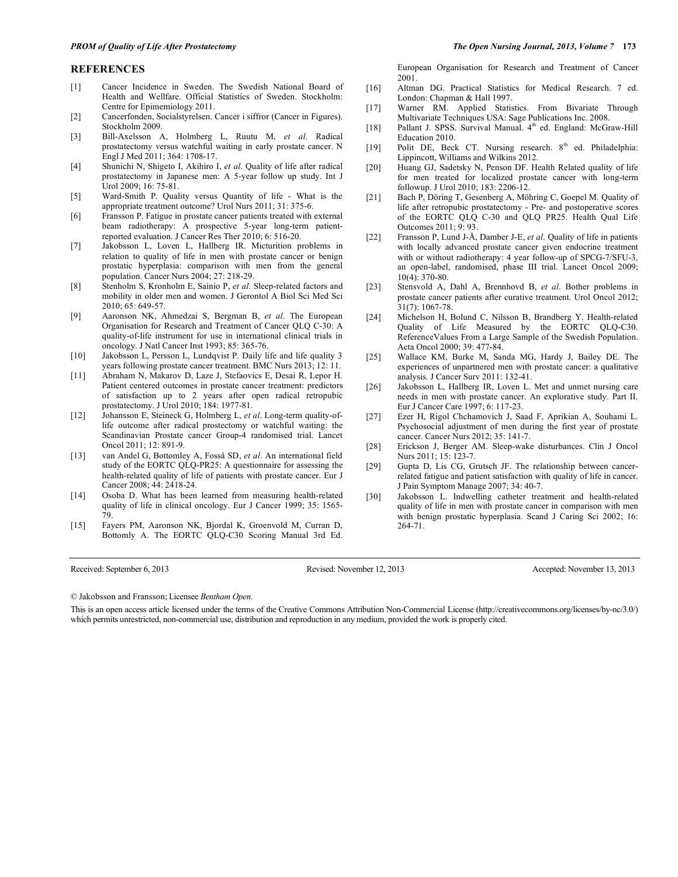## REFERENCES

[1] Cancer Incidence in Sweden. The Swedish National Board of Health and Wellfare. Official Statistics of Sweden. Stockholm: Centre for Epimemiology 2011.

[2] Cancerfonden, Socialstyrelsen. Cancer i siffror (Cancer in Figures). Stockholm 2009.

[3] Bill-Axelsson A, Holmberg L, Ruutu M, *et al*. Radical prostatectomy versus watchful waiting in early prostate cancer. N Engl J Med 2011; 364: 1708-17.

[4] Shunichi N, Shigeto I, Akihiro I, *et al*. Quality of life after radical prostatectomy in Japanese men: A 5-year follow up study. Int J Urol 2009; 16: 75-81.

[5] Ward-Smith P. Quality versus Quantity of life - What is the appropriate treatment outcome? Urol Nurs 2011; 31: 375-6.

[6] Fransson P. Fatigue in prostate cancer patients treated with external beam radiotherapy: A prospective 5-year long-term patient-reported evaluation. J Cancer Res Ther 2010; 6: 516-20.

[7] Jakobsson L, Loven L, Hallberg IR. Micturition problems in relation to quality of life in men with prostate cancer or benign prostatic hyperplasia: comparison with men from the general population. Cancer Nurs 2004; 27: 218-29.

[8] Stenholm S, Kronholm E, Sainio P, *et al*. Sleep-related factors and mobility in older men and women. J Gerontol A Biol Sci Med Sci 2010; 65: 649-57.

[9] Aaronson NK, Ahmedzai S, Bergman B, *et al*. The European Organisation for Research and Treatment of Cancer QLQ C-30: A quality-of-life instrument for use in international clinical trials in oncology. J Natl Cancer Inst 1993; 85: 365-76.

[10] Jakobsson L, Persson L, Lundqvist P. Daily life and life quality 3 years following prostate cancer treatment. BMC Nurs 2013; 12: 11.

[11] Abraham N, Makarov D, Laze J, Stefaovics E, Desai R, Lepor H. Patient centered outcomes in prostate cancer treatment: predictors of satisfaction up to 2 years after open radical retropubic prostatectomy. J Urol 2010; 184: 1977-81.

[12] Johansson E, Steineck G, Holmberg L, *et al*. Long-term quality-of-life outcome after radical prostectomy or watchful waiting: the Scandinavian Prostate cancer Group-4 randomised trial. Lancet Oncol 2011; 12: 891-9.

[13] van Andel G, Bottomley A, Fosså SD, *et al*. An international field study of the EORTC QLQ-PR25: A questionnaire for assessing the health-related quality of life of patients with prostate cancer. Eur J Cancer 2008; 44: 2418-24.

[14] Osoba D. What has been learned from measuring health-related quality of life in clinical oncology. Eur J Cancer 1999; 35: 1565-79.

[15] Fayers PM, Aaronson NK, Bjordal K, Groenvold M, Curran D, Bottomly A. The EORTC QLQ-C30 Scoring Manual 3rd Ed. European Organisation for Research and Treatment of Cancer 2001.

[16] Altman DG. Practical Statistics for Medical Research. 7 ed. London: Chapman & Hall 1997.

[17] Warner RM. Applied Statistics. From Bivariate Through Multivariate Techniques USA: Sage Publications Inc. 2008.

[18] Pallant J. SPSS. Survival Manual. 4th ed. England: McGraw-Hill Education 2010.

[19] Polit DE, Beck CT. Nursing research. 8th ed. Philadelphia: Lippincott, Williams and Wilkins 2012.

[20] Huang GJ, Sadetsky N, Penson DF. Health Related quality of life for men treated for localized prostate cancer with long-term followup. J Urol 2010; 183: 2206-12.

[21] Bach P, Döring T, Gesenberg A, Möhring C, Goepel M. Quality of life after retropubic prostatectomy - Pre- and postoperative scores of the EORTC QLQ C-30 and QLQ PR25. Health Qual Life Outcomes 2011; 9: 93.

[22] Fransson P, Lund J-Å, Damber J-E, *et al*. Quality of life in patients with locally advanced prostate cancer given endocrine treatment with or without radiotherapy: 4 year follow-up of SPCG-7/SFU-3, an open-label, randomised, phase III trial. Lancet Oncol 2009; 10(4): 370-80.

[23] Stensvold A, Dahl A, Brennhovd B, *et al*. Bother problems in prostate cancer patients after curative treatment. Urol Oncol 2012; 31(7): 1067-78.

[24] Michelson H, Bolund C, Nilsson B, Brandberg Y. Health-related Quality of Life Measured by the EORTC QLQ-C30. ReferenceValues From a Large Sample of the Swedish Population. Acta Oncol 2000; 39: 477-84.

[25] Wallace KM, Burke M, Sanda MG, Hardy J, Bailey DE. The experiences of unpartnered men with prostate cancer: a qualitative analysis. J Cancer Surv 2011: 132-41.

[26] Jakobsson L, Hallberg IR, Loven L. Met and unmet nursing care needs in men with prostate cancer. An explorative study. Part II. Eur J Cancer Care 1997; 6: 117-23.

[27] Ezer H, Rigol Chchamovich J, Saad F, Aprikian A, Souhami L. Psychosocial adjustment of men during the first year of prostate cancer. Cancer Nurs 2012; 35: 141-7.

[28] Erickson J, Berger AM. Sleep-wake disturbances. Clin J Oncol Nurs 2011; 15: 123-7.

[29] Gupta D, Lis CG, Grutsch JF. The relationship between cancer-related fatigue and patient satisfaction with quality of life in cancer. J Pain Symptom Manage 2007; 34: 40-7.

[30] Jakobsson L. Indwelling catheter treatment and health-related quality of life in men with prostate cancer in comparison with men with benign prostatic hyperplasia. Scand J Caring Sci 2002; 16: 264-71.

Received: September 6, 2013 Revised: November 12, 2013 Accepted: November 13, 2013

© Jakobsson and Fransson; Licensee *Bentham Open*.

This is an open access article licensed under the terms of the Creative Commons Attribution Non-Commercial License (http://creativecommons.org/licenses/by-nc/3.0/) which permits unrestricted, non-commercial use, distribution and reproduction in any medium, provided the work is properly cited.